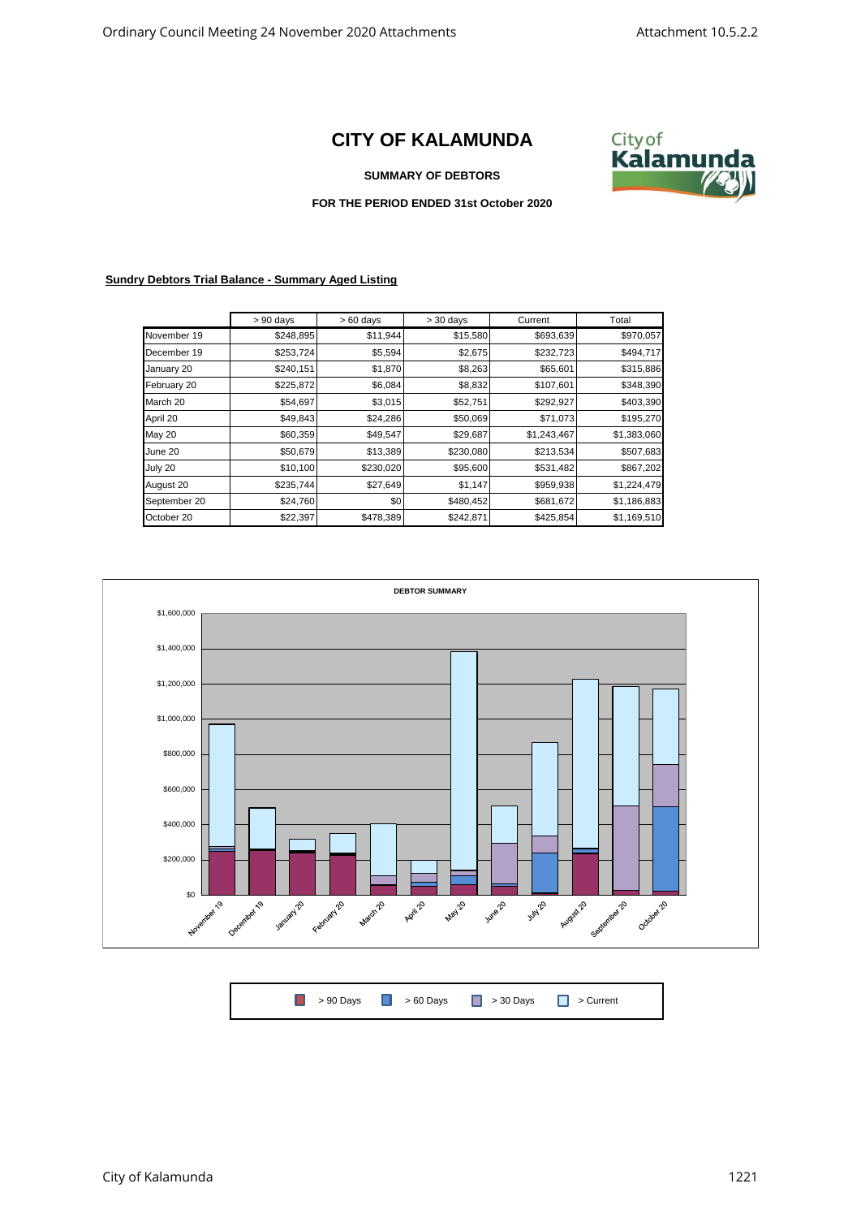# CITY OF KALAMUNDA

**SUMMARY OF DEBTORS**

**FOR THE PERIOD ENDED 31st October 2020**

**Sundry Debtors Trial Balance - Summary Aged Listing**

| | > 90 days | > 60 days | > 30 days | Current | Total |
|---|---|---|---|---|---|
| November 19 | $248,895 | $11,944 | $15,580 | $693,639 | $970,057 |
| December 19 | $253,724 | $5,594 | $2,675 | $232,723 | $494,717 |
| January 20 | $240,151 | $1,870 | $8,263 | $65,601 | $315,886 |
| February 20 | $225,872 | $6,084 | $8,832 | $107,601 | $348,390 |
| March 20 | $54,697 | $3,015 | $52,751 | $292,927 | $403,390 |
| April 20 | $49,843 | $24,286 | $50,069 | $71,073 | $195,270 |
| May 20 | $60,359 | $49,547 | $29,687 | $1,243,467 | $1,383,060 |
| June 20 | $50,679 | $13,389 | $230,080 | $213,534 | $507,683 |
| July 20 | $10,100 | $230,020 | $95,600 | $531,482 | $867,202 |
| August 20 | $235,744 | $27,649 | $1,147 | $959,938 | $1,224,479 |
| September 20 | $24,760 | $0 | $480,452 | $681,672 | $1,186,883 |
| October 20 | $22,397 | $478,389 | $242,871 | $425,854 | $1,169,510 |

**DEBTOR SUMMARY**

Legend: > 90 Days, > 60 Days, > 30 Days, > Current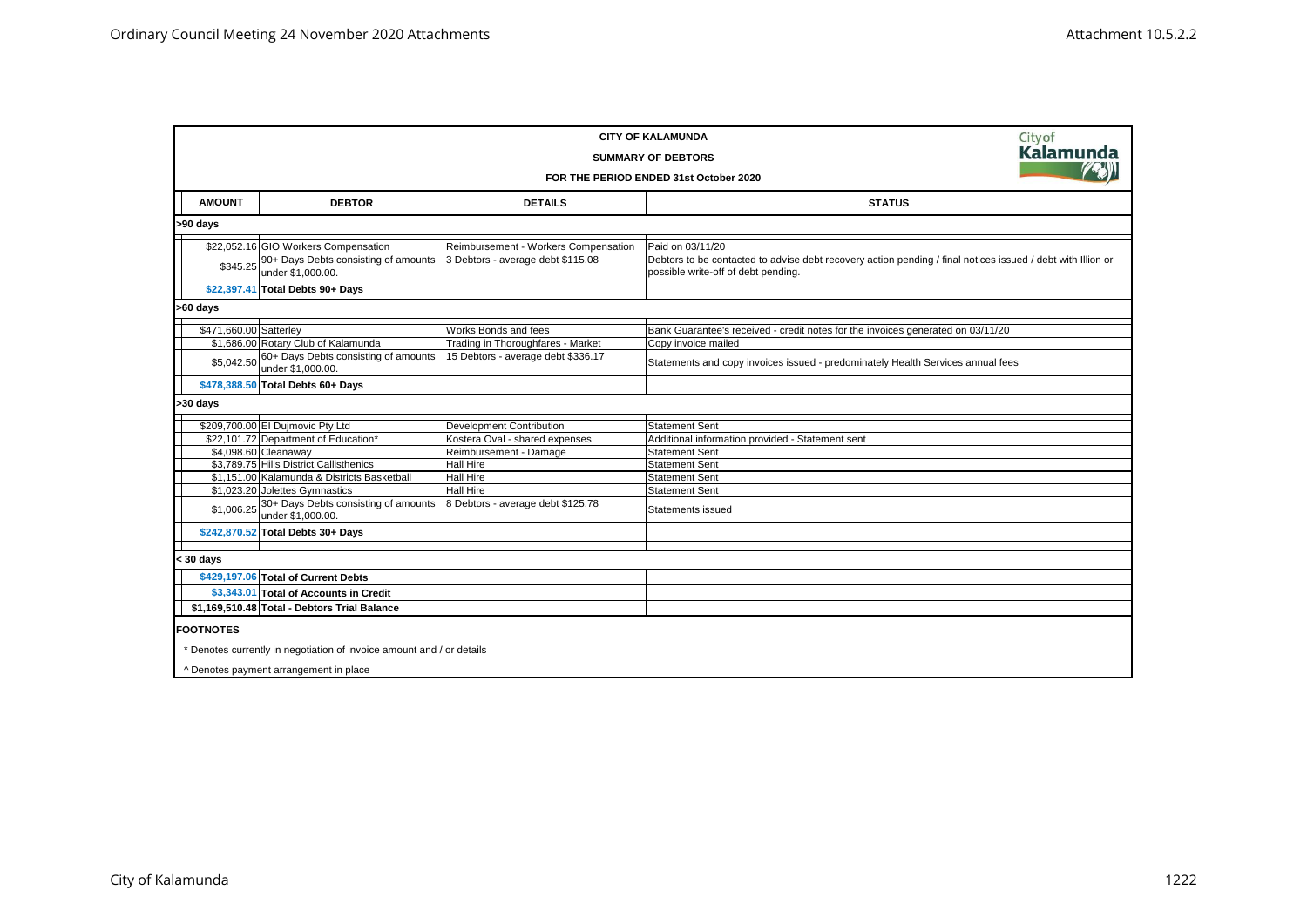**CITY OF KALAMUNDA**

**SUMMARY OF DEBTORS**

**FOR THE PERIOD ENDED 31st October 2020**

| AMOUNT | DEBTOR | DETAILS | STATUS |
|---|---|---|---|
| **>90 days** | | | |
| $22,052.16 | GIO Workers Compensation | Reimbursement - Workers Compensation | Paid on 03/11/20 |
| $345.25 | 90+ Days Debts consisting of amounts under $1,000.00. | 3 Debtors - average debt $115.08 | Debtors to be contacted to advise debt recovery action pending / final notices issued / debt with Illion or possible write-off of debt pending. |
| $22,397.41 | **Total Debts 90+ Days** | | |
| **>60 days** | | | |
| $471,660.00 | Satterley | Works Bonds and fees | Bank Guarantee's received - credit notes for the invoices generated on 03/11/20 |
| $1,686.00 | Rotary Club of Kalamunda | Trading in Thoroughfares - Market | Copy invoice mailed |
| $5,042.50 | 60+ Days Debts consisting of amounts under $1,000.00. | 15 Debtors - average debt $336.17 | Statements and copy invoices issued - predominately Health Services annual fees |
| $478,388.50 | **Total Debts 60+ Days** | | |
| **>30 days** | | | |
| $209,700.00 | El Dujmovic Pty Ltd | Development Contribution | Statement Sent |
| $22,101.72 | Department of Education* | Kostera Oval - shared expenses | Additional information provided - Statement sent |
| $4,098.60 | Cleanaway | Reimbursement - Damage | Statement Sent |
| $3,789.75 | Hills District Callisthenics | Hall Hire | Statement Sent |
| $1,151.00 | Kalamunda & Districts Basketball | Hall Hire | Statement Sent |
| $1,023.20 | Jolettes Gymnastics | Hall Hire | Statement Sent |
| $1,006.25 | 30+ Days Debts consisting of amounts under $1,000.00. | 8 Debtors - average debt $125.78 | Statements issued |
| $242,870.52 | **Total Debts 30+ Days** | | |
| **< 30 days** | | | |
| $429,197.06 | **Total of Current Debts** | | |
| $3,343.01 | **Total of Accounts in Credit** | | |
| **$1,169,510.48** | **Total - Debtors Trial Balance** | | |

**FOOTNOTES**

* Denotes currently in negotiation of invoice amount and / or details

^ Denotes payment arrangement in place